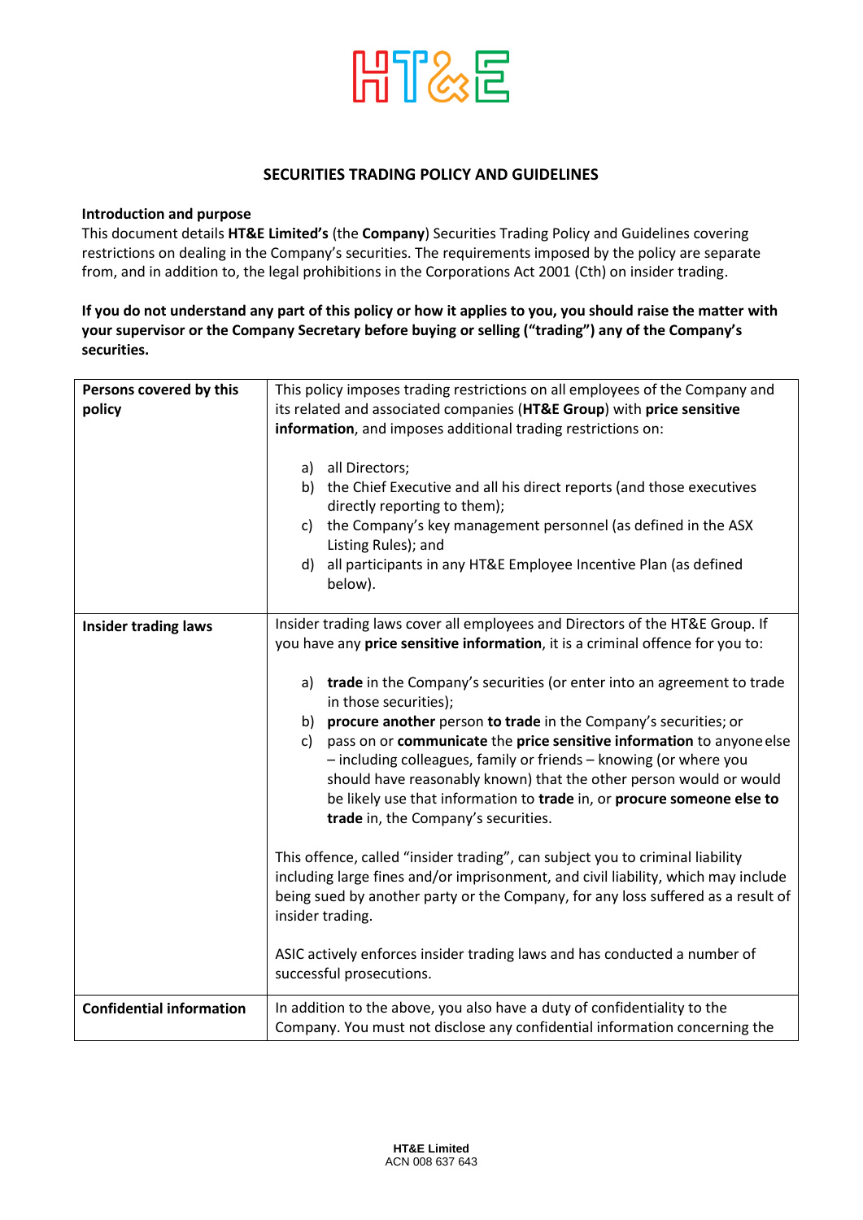HT&E

# SECURITIES TRADING POLICY AND GUIDELINES

**Introduction and purpose**

This document details **HT&E Limited's** (the **Company**) Securities Trading Policy and Guidelines covering restrictions on dealing in the Company's securities. The requirements imposed by the policy are separate from, and in addition to, the legal prohibitions in the Corporations Act 2001 (Cth) on insider trading.

**If you do not understand any part of this policy or how it applies to you, you should raise the matter with your supervisor or the Company Secretary before buying or selling ("trading") any of the Company's securities.**

| | |
|---|---|
| **Persons covered by this policy** | This policy imposes trading restrictions on all employees of the Company and its related and associated companies (**HT&E Group**) with **price sensitive information**, and imposes additional trading restrictions on:<br><br>a) all Directors;<br>b) the Chief Executive and all his direct reports (and those executives directly reporting to them);<br>c) the Company's key management personnel (as defined in the ASX Listing Rules); and<br>d) all participants in any HT&E Employee Incentive Plan (as defined below). |
| **Insider trading laws** | Insider trading laws cover all employees and Directors of the HT&E Group. If you have any **price sensitive information**, it is a criminal offence for you to:<br><br>a) **trade** in the Company's securities (or enter into an agreement to trade in those securities);<br>b) **procure another** person **to trade** in the Company's securities; or<br>c) pass on or **communicate** the **price sensitive information** to anyone else – including colleagues, family or friends – knowing (or where you should have reasonably known) that the other person would or would be likely use that information to **trade** in, or **procure someone else to trade** in, the Company's securities.<br><br>This offence, called "insider trading", can subject you to criminal liability including large fines and/or imprisonment, and civil liability, which may include being sued by another party or the Company, for any loss suffered as a result of insider trading.<br><br>ASIC actively enforces insider trading laws and has conducted a number of successful prosecutions. |
| **Confidential information** | In addition to the above, you also have a duty of confidentiality to the Company. You must not disclose any confidential information concerning the |

**HT&E Limited**
ACN 008 637 643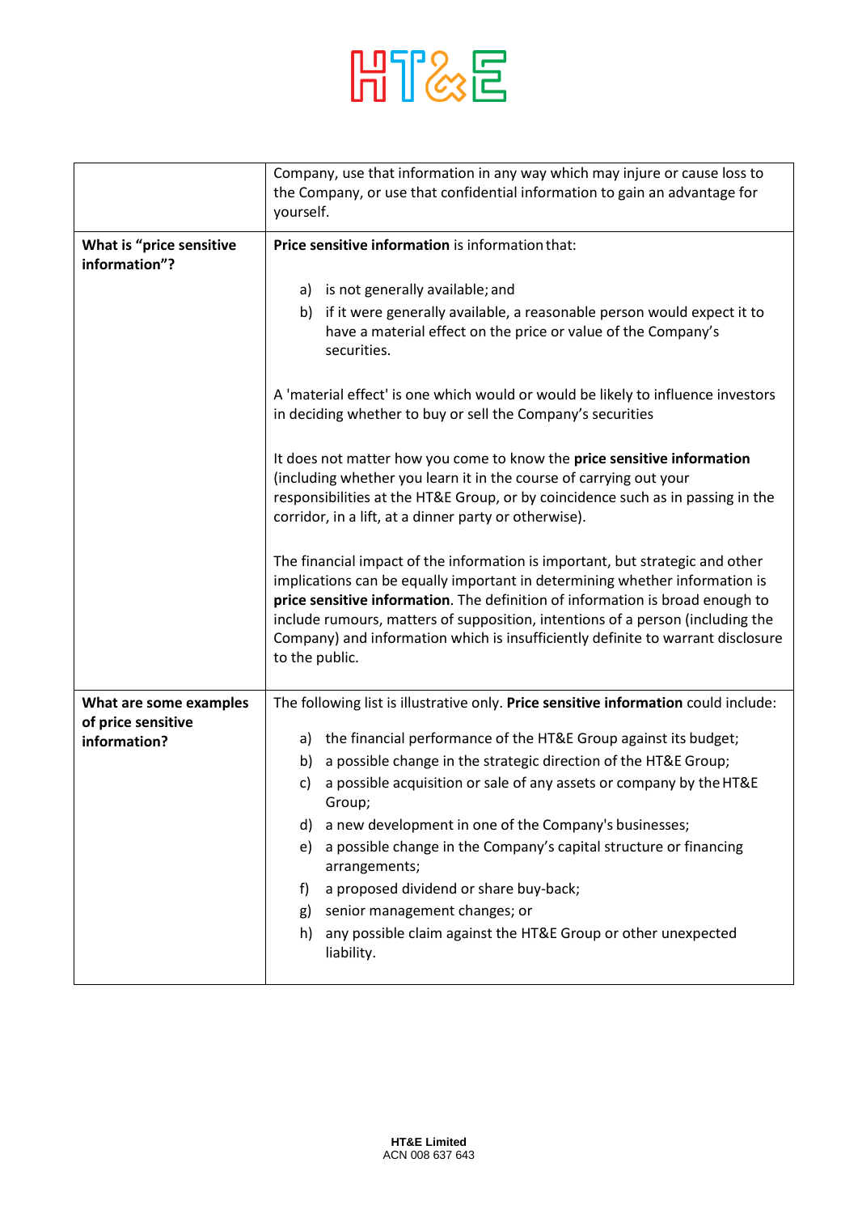| | |
|---|---|
| | Company, use that information in any way which may injure or cause loss to the Company, or use that confidential information to gain an advantage for yourself. |
| **What is "price sensitive information"?** | **Price sensitive information** is information that:<br><br>a) is not generally available; and<br>b) if it were generally available, a reasonable person would expect it to have a material effect on the price or value of the Company's securities.<br><br>A 'material effect' is one which would or would be likely to influence investors in deciding whether to buy or sell the Company's securities<br><br>It does not matter how you come to know the **price sensitive information** (including whether you learn it in the course of carrying out your responsibilities at the HT&E Group, or by coincidence such as in passing in the corridor, in a lift, at a dinner party or otherwise).<br><br>The financial impact of the information is important, but strategic and other implications can be equally important in determining whether information is **price sensitive information**. The definition of information is broad enough to include rumours, matters of supposition, intentions of a person (including the Company) and information which is insufficiently definite to warrant disclosure to the public. |
| **What are some examples of price sensitive information?** | The following list is illustrative only. **Price sensitive information** could include:<br><br>a) the financial performance of the HT&E Group against its budget;<br>b) a possible change in the strategic direction of the HT&E Group;<br>c) a possible acquisition or sale of any assets or company by the HT&E Group;<br>d) a new development in one of the Company's businesses;<br>e) a possible change in the Company's capital structure or financing arrangements;<br>f) a proposed dividend or share buy-back;<br>g) senior management changes; or<br>h) any possible claim against the HT&E Group or other unexpected liability. |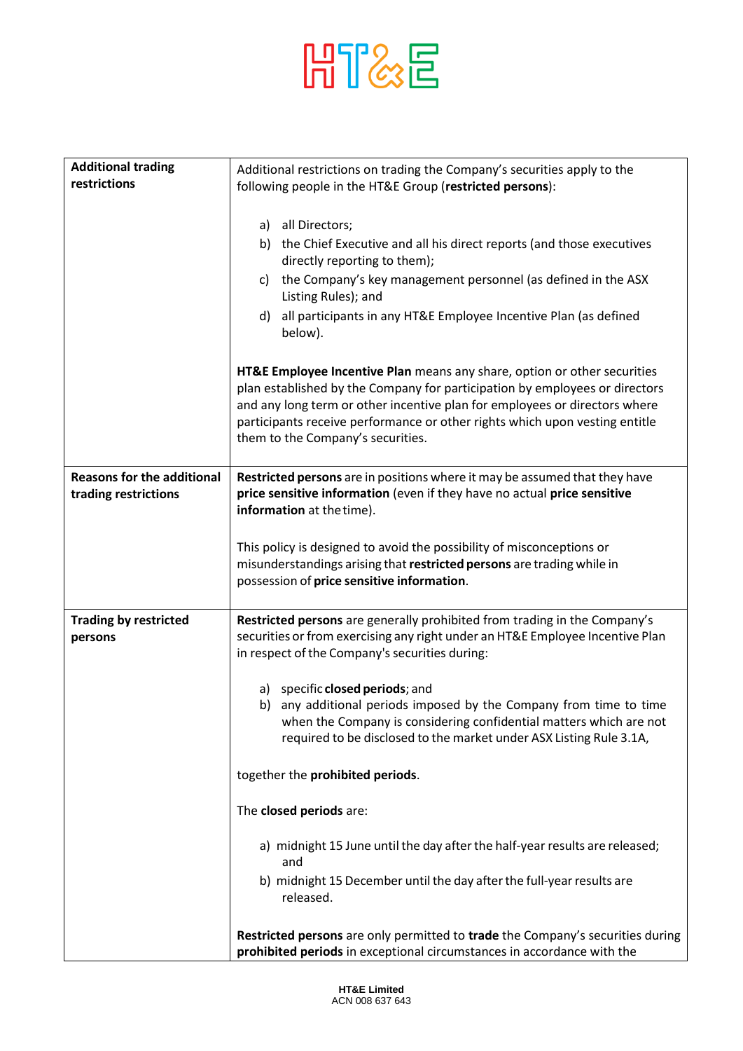| | |
|---|---|
| **Additional trading restrictions** | Additional restrictions on trading the Company's securities apply to the following people in the HT&E Group (**restricted persons**):<br><br>a) all Directors;<br>b) the Chief Executive and all his direct reports (and those executives directly reporting to them);<br>c) the Company's key management personnel (as defined in the ASX Listing Rules); and<br>d) all participants in any HT&E Employee Incentive Plan (as defined below).<br><br>**HT&E Employee Incentive Plan** means any share, option or other securities plan established by the Company for participation by employees or directors and any long term or other incentive plan for employees or directors where participants receive performance or other rights which upon vesting entitle them to the Company's securities. |
| **Reasons for the additional trading restrictions** | **Restricted persons** are in positions where it may be assumed that they have **price sensitive information** (even if they have no actual **price sensitive information** at the time).<br><br>This policy is designed to avoid the possibility of misconceptions or misunderstandings arising that **restricted persons** are trading while in possession of **price sensitive information**. |
| **Trading by restricted persons** | **Restricted persons** are generally prohibited from trading in the Company's securities or from exercising any right under an HT&E Employee Incentive Plan in respect of the Company's securities during:<br><br>a) specific **closed periods**; and<br>b) any additional periods imposed by the Company from time to time when the Company is considering confidential matters which are not required to be disclosed to the market under ASX Listing Rule 3.1A,<br><br>together the **prohibited periods**.<br><br>The **closed periods** are:<br><br>a) midnight 15 June until the day after the half-year results are released; and<br>b) midnight 15 December until the day after the full-year results are released.<br><br>**Restricted persons** are only permitted to **trade** the Company's securities during **prohibited periods** in exceptional circumstances in accordance with the |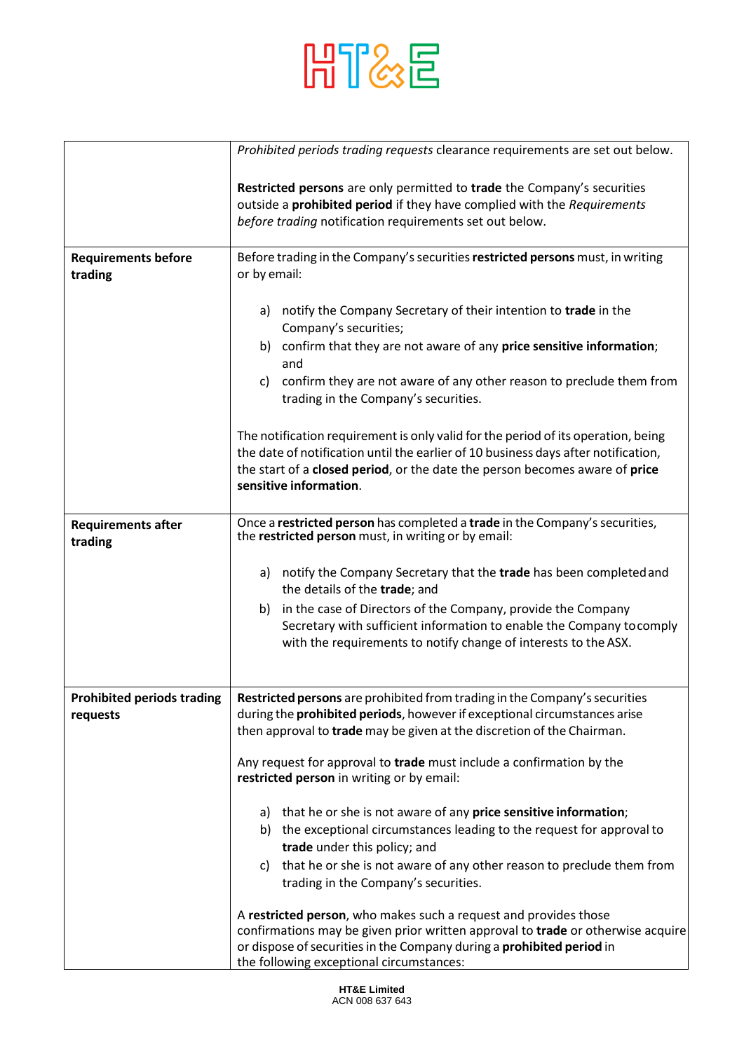| | |
|---|---|
| | *Prohibited periods trading requests* clearance requirements are set out below.<br><br>**Restricted persons** are only permitted to **trade** the Company's securities outside a **prohibited period** if they have complied with the *Requirements before trading* notification requirements set out below. |
| **Requirements before trading** | Before trading in the Company's securities **restricted persons** must, in writing or by email:<br><br>a) notify the Company Secretary of their intention to **trade** in the Company's securities;<br>b) confirm that they are not aware of any **price sensitive information**; and<br>c) confirm they are not aware of any other reason to preclude them from trading in the Company's securities.<br><br>The notification requirement is only valid for the period of its operation, being the date of notification until the earlier of 10 business days after notification, the start of a **closed period**, or the date the person becomes aware of **price sensitive information**. |
| **Requirements after trading** | Once a **restricted person** has completed a **trade** in the Company's securities, the **restricted person** must, in writing or by email:<br><br>a) notify the Company Secretary that the **trade** has been completed and the details of the **trade**; and<br>b) in the case of Directors of the Company, provide the Company Secretary with sufficient information to enable the Company to comply with the requirements to notify change of interests to the ASX. |
| **Prohibited periods trading requests** | **Restricted persons** are prohibited from trading in the Company's securities during the **prohibited periods**, however if exceptional circumstances arise then approval to **trade** may be given at the discretion of the Chairman.<br><br>Any request for approval to **trade** must include a confirmation by the **restricted person** in writing or by email:<br><br>a) that he or she is not aware of any **price sensitive information**;<br>b) the exceptional circumstances leading to the request for approval to **trade** under this policy; and<br>c) that he or she is not aware of any other reason to preclude them from trading in the Company's securities.<br><br>A **restricted person**, who makes such a request and provides those confirmations may be given prior written approval to **trade** or otherwise acquire or dispose of securities in the Company during a **prohibited period** in the following exceptional circumstances: |

HT&E Limited
ACN 008 637 643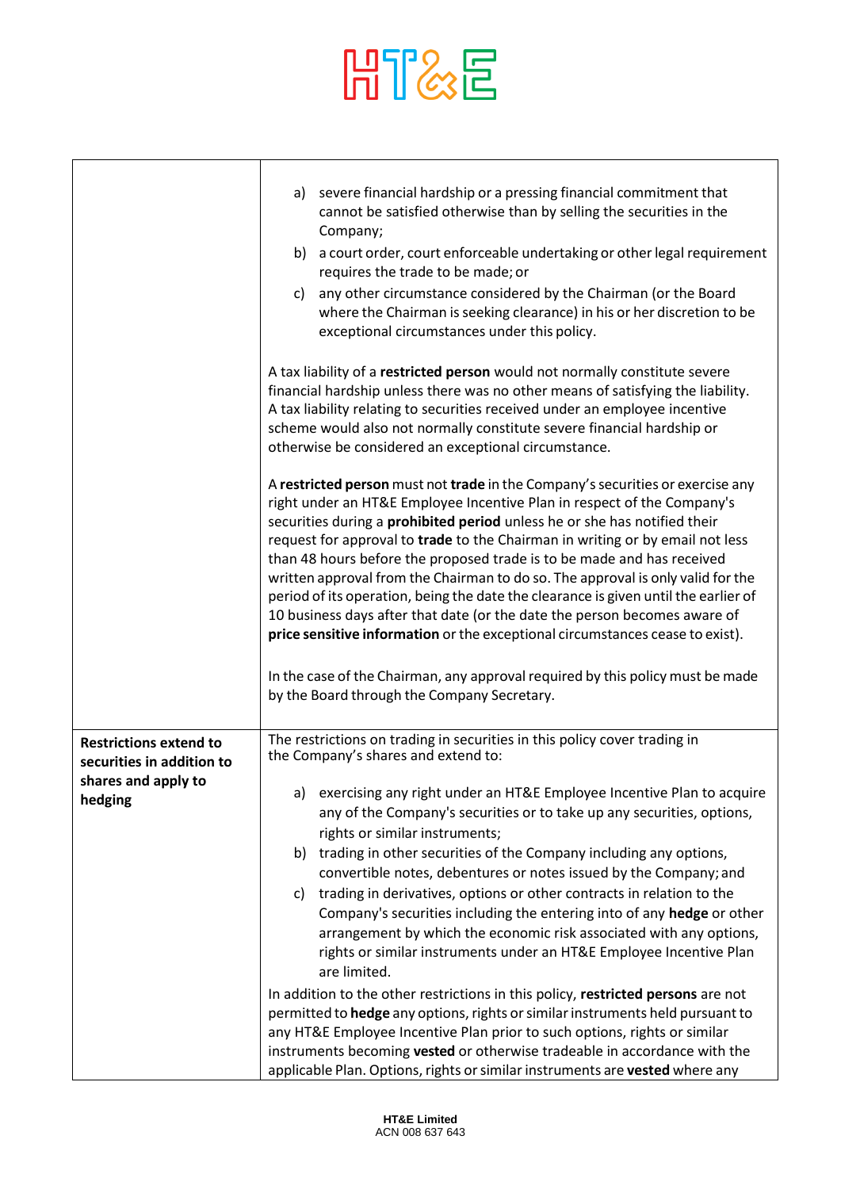| | |
|---|---|
| | a) severe financial hardship or a pressing financial commitment that cannot be satisfied otherwise than by selling the securities in the Company;<br>b) a court order, court enforceable undertaking or other legal requirement requires the trade to be made; or<br>c) any other circumstance considered by the Chairman (or the Board where the Chairman is seeking clearance) in his or her discretion to be exceptional circumstances under this policy.<br><br>A tax liability of a **restricted person** would not normally constitute severe financial hardship unless there was no other means of satisfying the liability. A tax liability relating to securities received under an employee incentive scheme would also not normally constitute severe financial hardship or otherwise be considered an exceptional circumstance.<br><br>A **restricted person** must not **trade** in the Company's securities or exercise any right under an HT&E Employee Incentive Plan in respect of the Company's securities during a **prohibited period** unless he or she has notified their request for approval to **trade** to the Chairman in writing or by email not less than 48 hours before the proposed trade is to be made and has received written approval from the Chairman to do so. The approval is only valid for the period of its operation, being the date the clearance is given until the earlier of 10 business days after that date (or the date the person becomes aware of **price sensitive information** or the exceptional circumstances cease to exist).<br><br>In the case of the Chairman, any approval required by this policy must be made by the Board through the Company Secretary. |
| **Restrictions extend to securities in addition to shares and apply to hedging** | The restrictions on trading in securities in this policy cover trading in the Company's shares and extend to:<br><br>a) exercising any right under an HT&E Employee Incentive Plan to acquire any of the Company's securities or to take up any securities, options, rights or similar instruments;<br>b) trading in other securities of the Company including any options, convertible notes, debentures or notes issued by the Company; and<br>c) trading in derivatives, options or other contracts in relation to the Company's securities including the entering into of any **hedge** or other arrangement by which the economic risk associated with any options, rights or similar instruments under an HT&E Employee Incentive Plan are limited.<br><br>In addition to the other restrictions in this policy, **restricted persons** are not permitted to **hedge** any options, rights or similar instruments held pursuant to any HT&E Employee Incentive Plan prior to such options, rights or similar instruments becoming **vested** or otherwise tradeable in accordance with the applicable Plan. Options, rights or similar instruments are **vested** where any |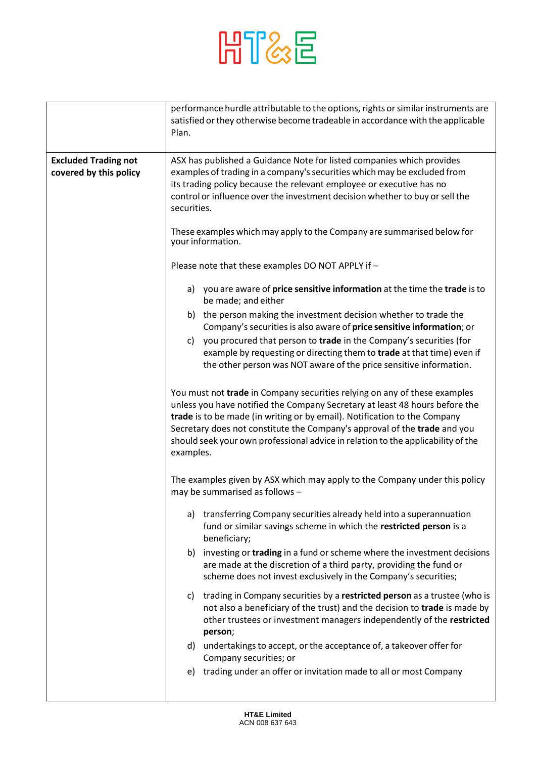| | |
|---|---|
| | performance hurdle attributable to the options, rights or similar instruments are satisfied or they otherwise become tradeable in accordance with the applicable Plan. |
| **Excluded Trading not covered by this policy** | ASX has published a Guidance Note for listed companies which provides examples of trading in a company's securities which may be excluded from its trading policy because the relevant employee or executive has no control or influence over the investment decision whether to buy or sell the securities.<br><br>These examples which may apply to the Company are summarised below for your information.<br><br>Please note that these examples DO NOT APPLY if –<br><br>a) you are aware of **price sensitive information** at the time the **trade** is to be made; and either<br>b) the person making the investment decision whether to trade the Company's securities is also aware of **price sensitive information**; or<br>c) you procured that person to **trade** in the Company's securities (for example by requesting or directing them to **trade** at that time) even if the other person was NOT aware of the price sensitive information.<br><br>You must not **trade** in Company securities relying on any of these examples unless you have notified the Company Secretary at least 48 hours before the **trade** is to be made (in writing or by email). Notification to the Company Secretary does not constitute the Company's approval of the **trade** and you should seek your own professional advice in relation to the applicability of the examples.<br><br>The examples given by ASX which may apply to the Company under this policy may be summarised as follows –<br><br>a) transferring Company securities already held into a superannuation fund or similar savings scheme in which the **restricted person** is a beneficiary;<br>b) investing or **trading** in a fund or scheme where the investment decisions are made at the discretion of a third party, providing the fund or scheme does not invest exclusively in the Company's securities;<br>c) trading in Company securities by a **restricted person** as a trustee (who is not also a beneficiary of the trust) and the decision to **trade** is made by other trustees or investment managers independently of the **restricted person**;<br>d) undertakings to accept, or the acceptance of, a takeover offer for Company securities; or<br>e) trading under an offer or invitation made to all or most Company |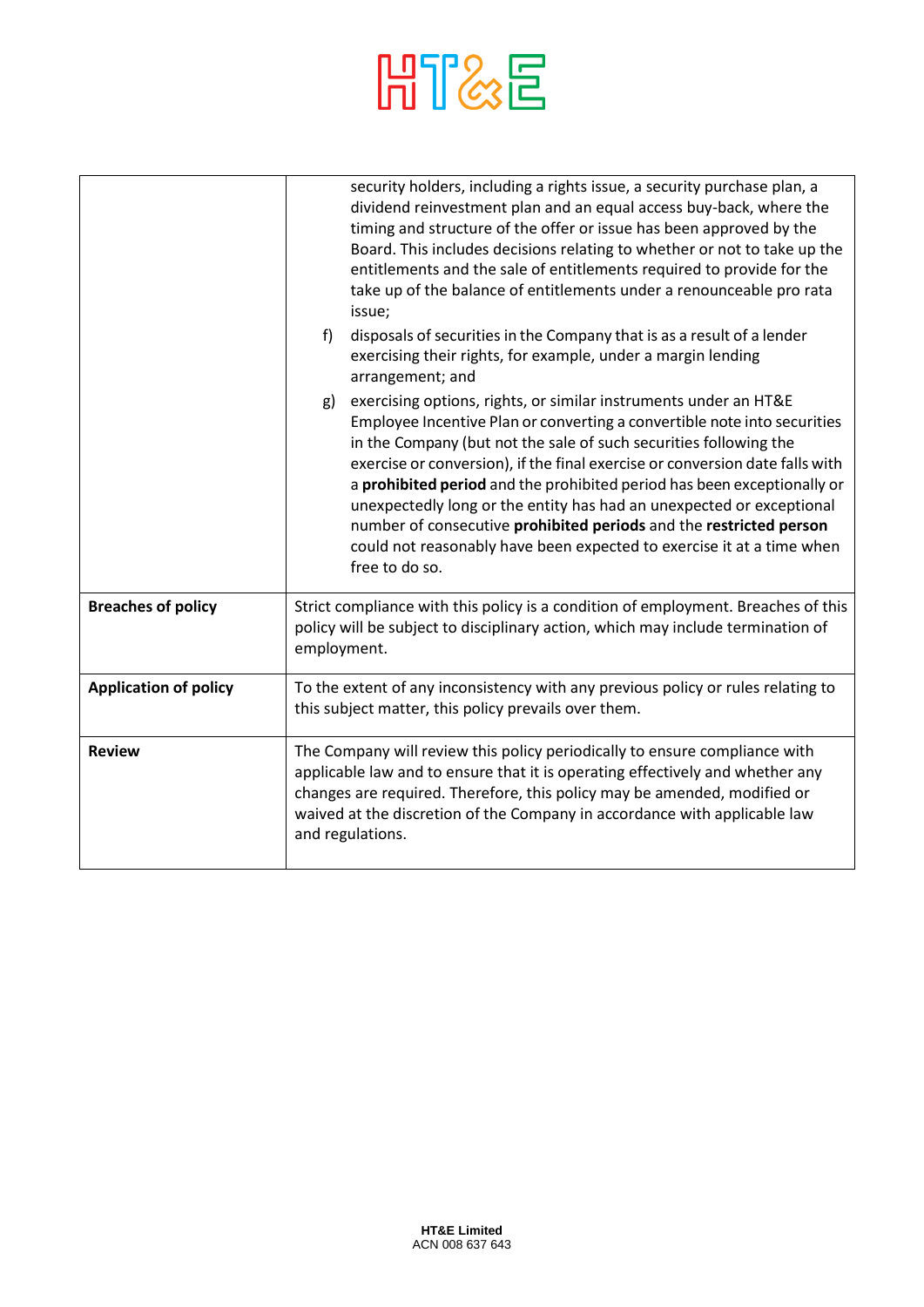| | |
|---|---|
| | security holders, including a rights issue, a security purchase plan, a dividend reinvestment plan and an equal access buy-back, where the timing and structure of the offer or issue has been approved by the Board. This includes decisions relating to whether or not to take up the entitlements and the sale of entitlements required to provide for the take up of the balance of entitlements under a renounceable pro rata issue;<br>f) disposals of securities in the Company that is as a result of a lender exercising their rights, for example, under a margin lending arrangement; and<br>g) exercising options, rights, or similar instruments under an HT&E Employee Incentive Plan or converting a convertible note into securities in the Company (but not the sale of such securities following the exercise or conversion), if the final exercise or conversion date falls with a **prohibited period** and the prohibited period has been exceptionally or unexpectedly long or the entity has had an unexpected or exceptional number of consecutive **prohibited periods** and the **restricted person** could not reasonably have been expected to exercise it at a time when free to do so. |
| **Breaches of policy** | Strict compliance with this policy is a condition of employment. Breaches of this policy will be subject to disciplinary action, which may include termination of employment. |
| **Application of policy** | To the extent of any inconsistency with any previous policy or rules relating to this subject matter, this policy prevails over them. |
| **Review** | The Company will review this policy periodically to ensure compliance with applicable law and to ensure that it is operating effectively and whether any changes are required. Therefore, this policy may be amended, modified or waived at the discretion of the Company in accordance with applicable law and regulations. |